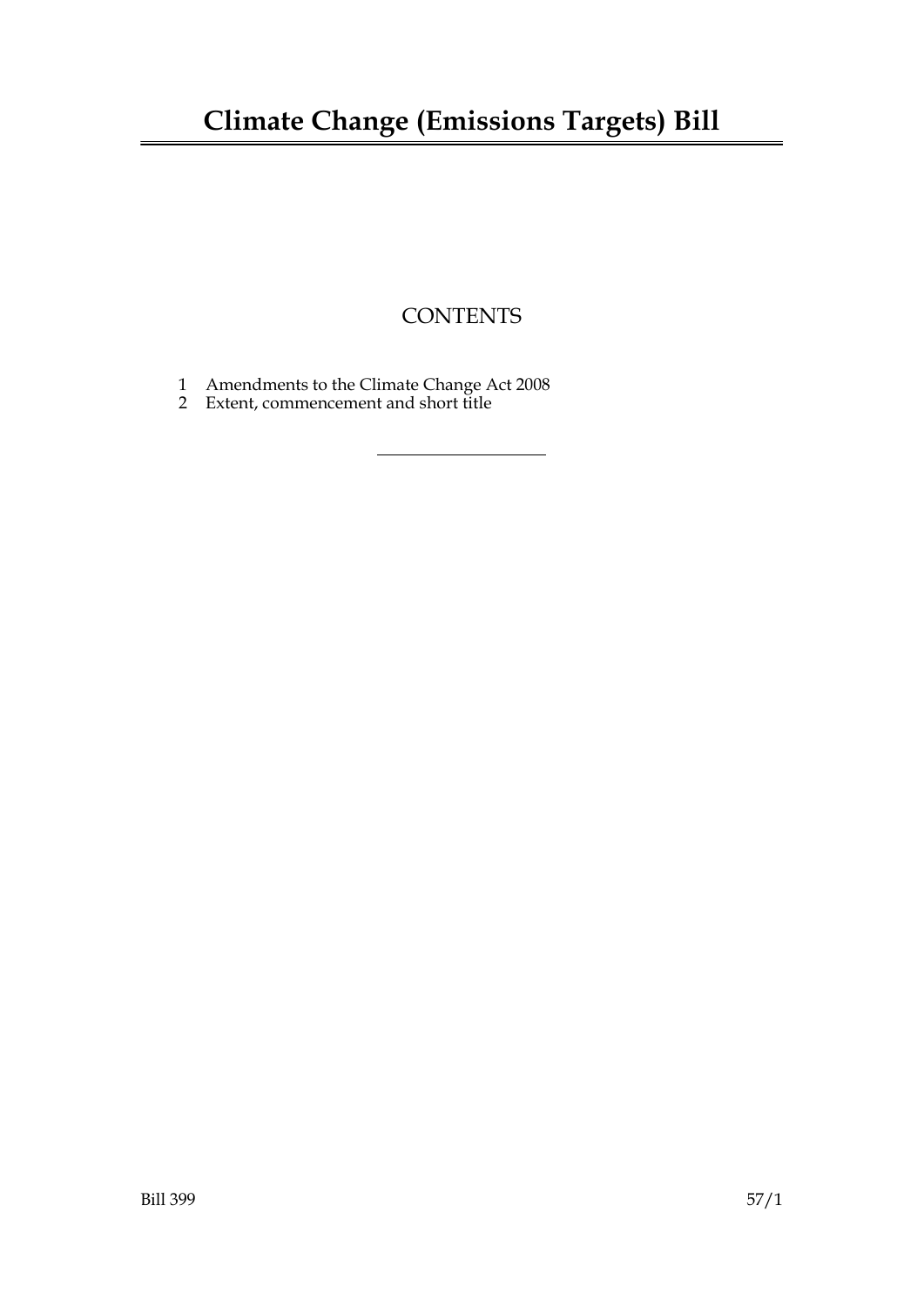# Climate Change (Emissions Targets) Bill

## CONTENTS

1 Amendments to the Climate Change Act 2008
2 Extent, commencement and short title

Bill 399 57/1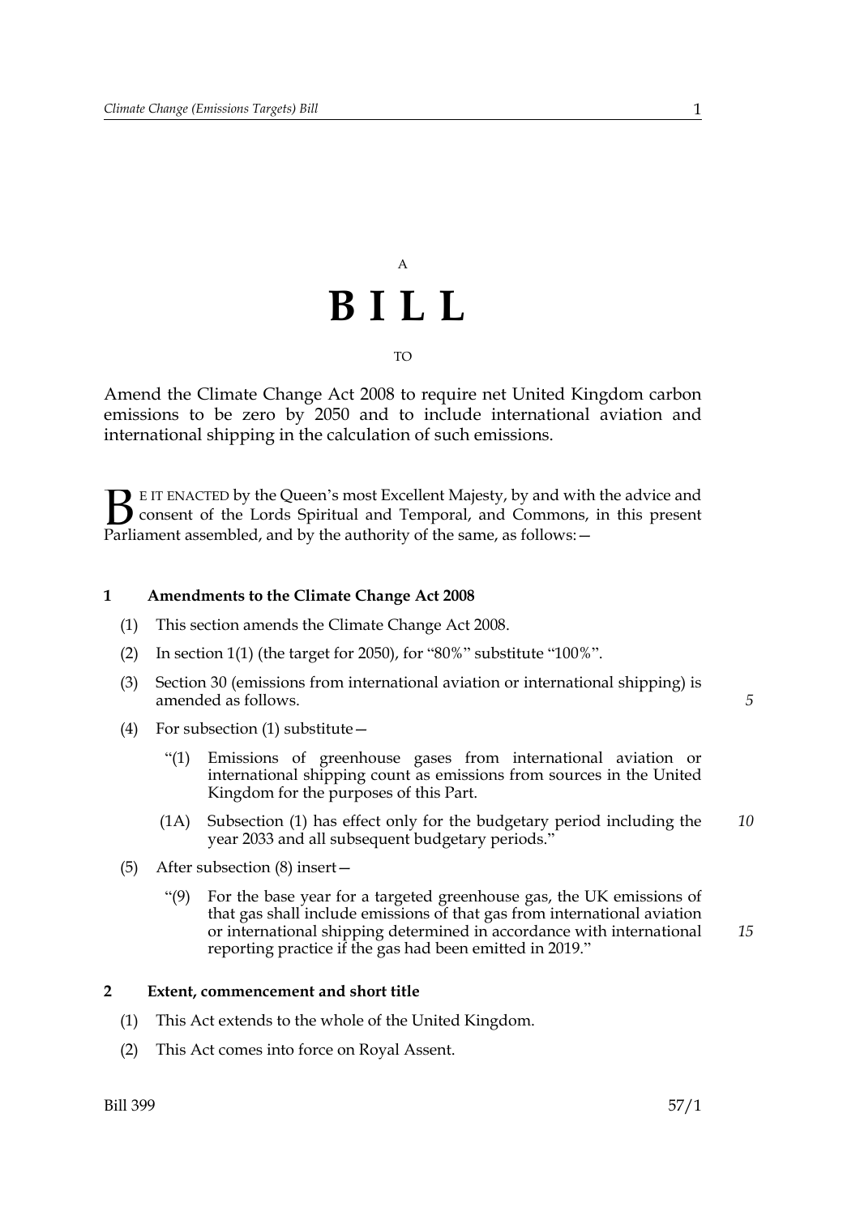A

# B I L L

TO

Amend the Climate Change Act 2008 to require net United Kingdom carbon emissions to be zero by 2050 and to include international aviation and international shipping in the calculation of such emissions.

BE IT ENACTED by the Queen's most Excellent Majesty, by and with the advice and consent of the Lords Spiritual and Temporal, and Commons, in this present Parliament assembled, and by the authority of the same, as follows:—

## 1 Amendments to the Climate Change Act 2008

(1) This section amends the Climate Change Act 2008.

(2) In section 1(1) (the target for 2050), for "80%" substitute "100%".

(3) Section 30 (emissions from international aviation or international shipping) is amended as follows.

(4) For subsection (1) substitute—

"(1) Emissions of greenhouse gases from international aviation or international shipping count as emissions from sources in the United Kingdom for the purposes of this Part.

(1A) Subsection (1) has effect only for the budgetary period including the year 2033 and all subsequent budgetary periods."

(5) After subsection (8) insert—

"(9) For the base year for a targeted greenhouse gas, the UK emissions of that gas shall include emissions of that gas from international aviation or international shipping determined in accordance with international reporting practice if the gas had been emitted in 2019."

## 2 Extent, commencement and short title

(1) This Act extends to the whole of the United Kingdom.

(2) This Act comes into force on Royal Assent.

Bill 399 57/1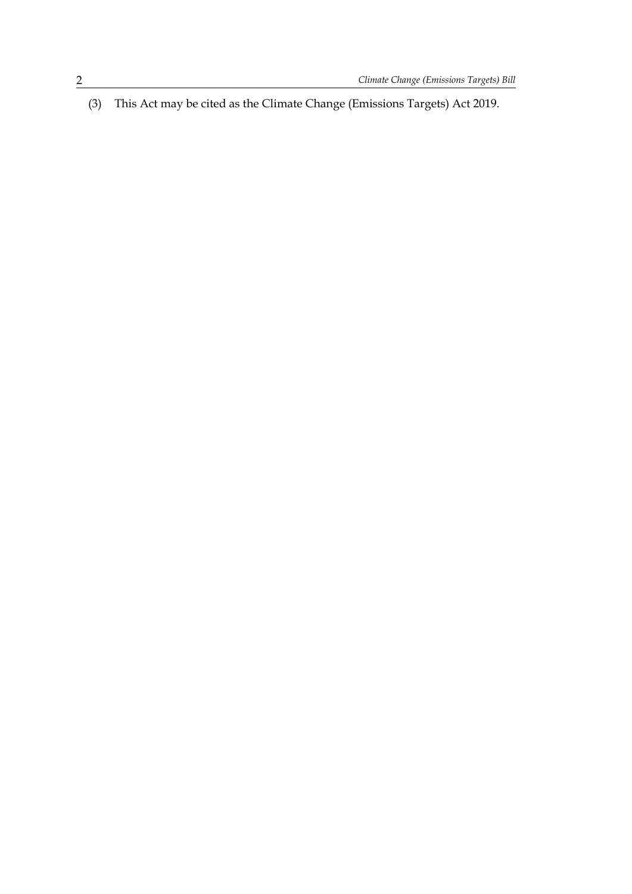(3) This Act may be cited as the Climate Change (Emissions Targets) Act 2019.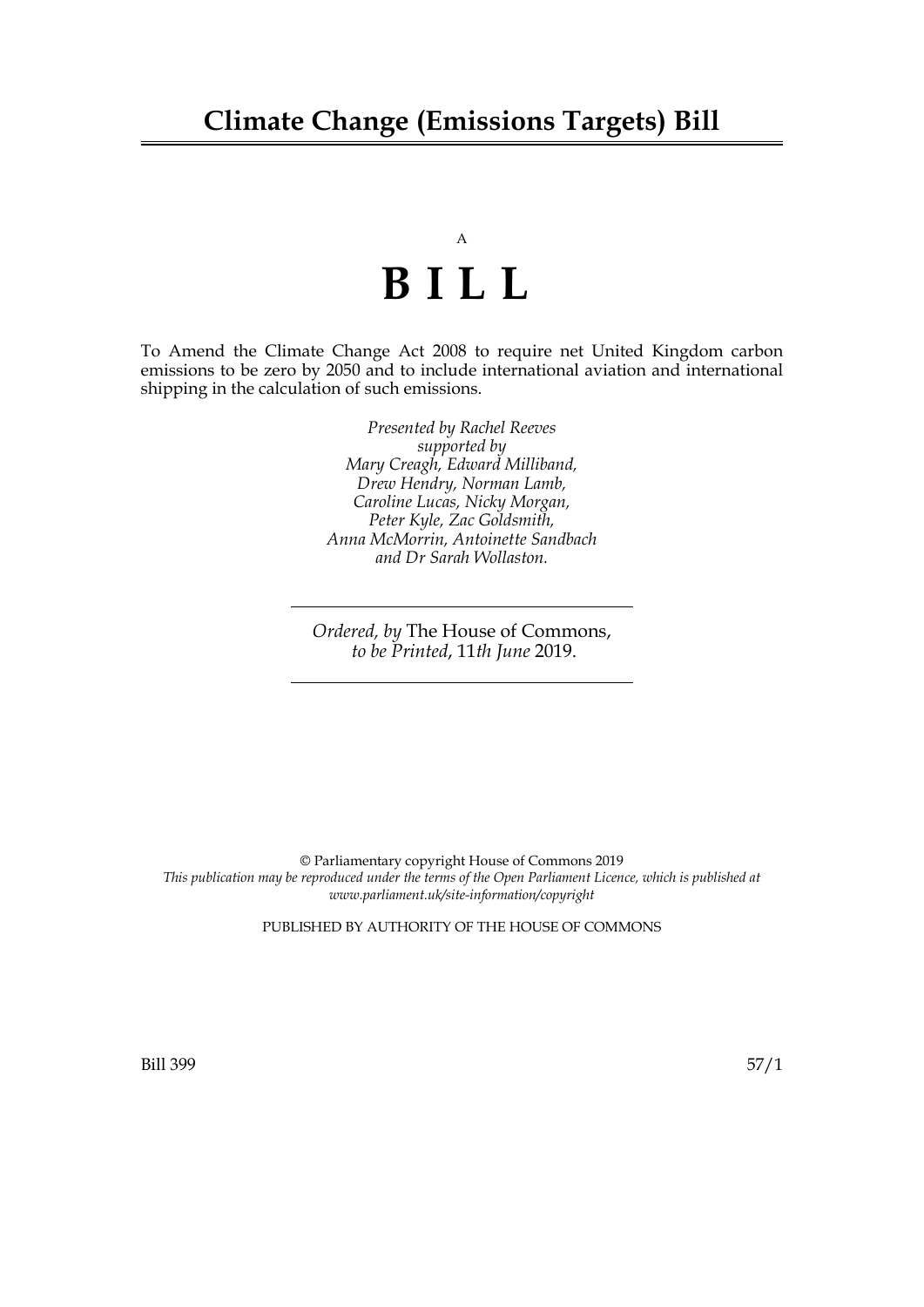# Climate Change (Emissions Targets) Bill

A

# B I L L

To Amend the Climate Change Act 2008 to require net United Kingdom carbon emissions to be zero by 2050 and to include international aviation and international shipping in the calculation of such emissions.

*Presented by Rachel Reeves*
*supported by*
*Mary Creagh, Edward Milliband,*
*Drew Hendry, Norman Lamb,*
*Caroline Lucas, Nicky Morgan,*
*Peter Kyle, Zac Goldsmith,*
*Anna McMorrin, Antoinette Sandbach*
*and Dr Sarah Wollaston.*

---

*Ordered, by* The House of Commons, *to be Printed*, 11*th June* 2019.

---

© Parliamentary copyright House of Commons 2019
*This publication may be reproduced under the terms of the Open Parliament Licence, which is published at www.parliament.uk/site-information/copyright*

PUBLISHED BY AUTHORITY OF THE HOUSE OF COMMONS

Bill 399 57/1